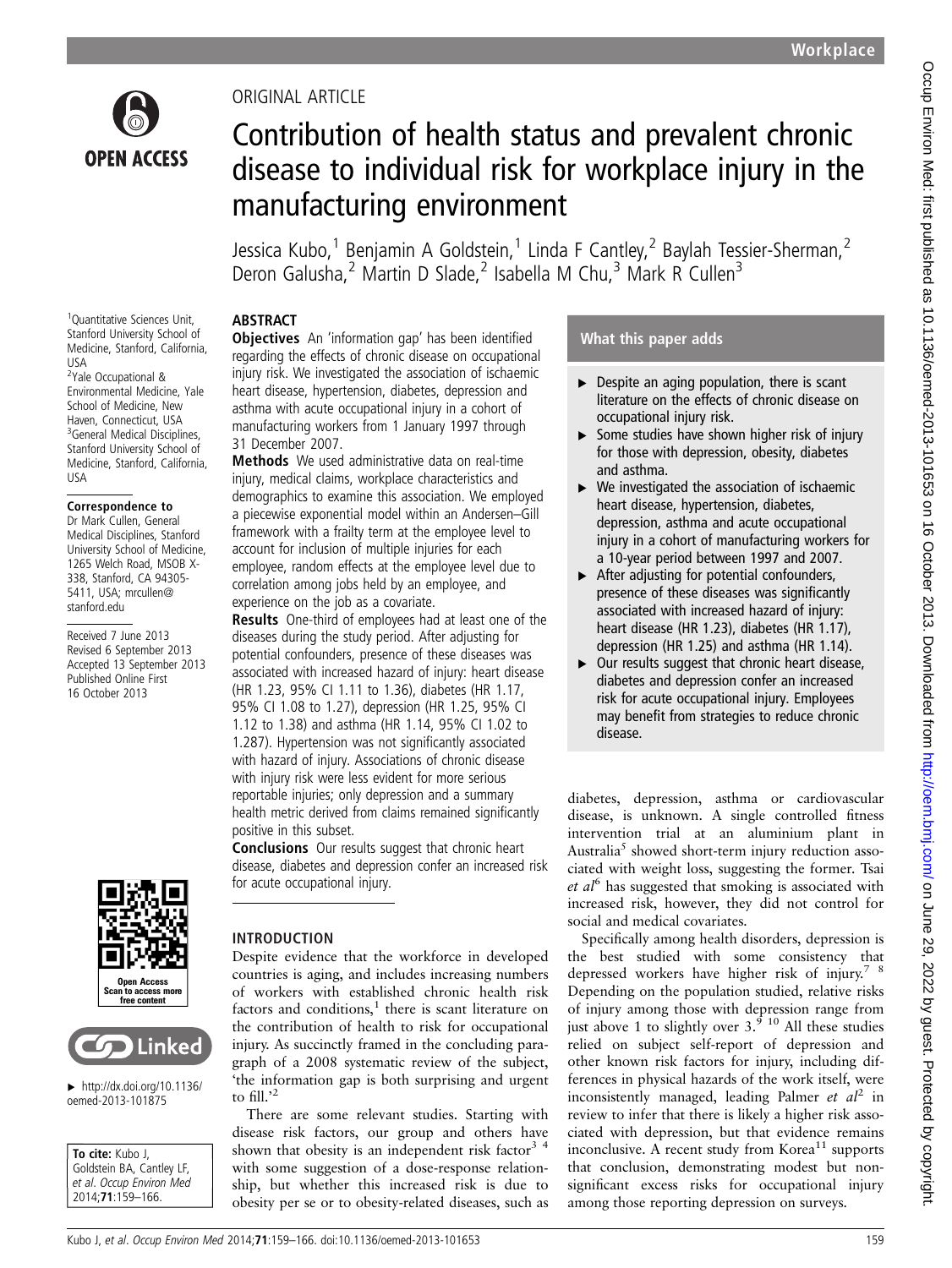ORIGINAL ARTICLE

# Contribution of health status and prevalent chronic disease to individual risk for workplace injury in the manufacturing environment

Jessica Kubo,[1] Benjamin A Goldstein,[1] Linda F Cantley,[2] Baylah Tessier-Sherman,[2] Deron Galusha,[2] Martin D Slade,[2] Isabella M Chu,[3] Mark R Cullen[3]

[1]Quantitative Sciences Unit, Stanford University School of Medicine, Stanford, California, USA
[2]Yale Occupational & Environmental Medicine, Yale School of Medicine, New Haven, Connecticut, USA
[3]General Medical Disciplines, Stanford University School of Medicine, Stanford, California, USA

**Correspondence to**
Dr Mark Cullen, General Medical Disciplines, Stanford University School of Medicine, 1265 Welch Road, MSOB X-338, Stanford, CA 94305-5411, USA; mrcullen@stanford.edu

Received 7 June 2013
Revised 6 September 2013
Accepted 13 September 2013
Published Online First 16 October 2013

► http://dx.doi.org/10.1136/oemed-2013-101875

**To cite:** Kubo J, Goldstein BA, Cantley LF, *et al*. *Occup Environ Med* 2014;**71**:159–166.

## ABSTRACT

**Objectives** An 'information gap' has been identified regarding the effects of chronic disease on occupational injury risk. We investigated the association of ischaemic heart disease, hypertension, diabetes, depression and asthma with acute occupational injury in a cohort of manufacturing workers from 1 January 1997 through 31 December 2007.

**Methods** We used administrative data on real-time injury, medical claims, workplace characteristics and demographics to examine this association. We employed a piecewise exponential model within an Andersen–Gill framework with a frailty term at the employee level to account for inclusion of multiple injuries for each employee, random effects at the employee level due to correlation among jobs held by an employee, and experience on the job as a covariate.

**Results** One-third of employees had at least one of the diseases during the study period. After adjusting for potential confounders, presence of these diseases was associated with increased hazard of injury: heart disease (HR 1.23, 95% CI 1.11 to 1.36), diabetes (HR 1.17, 95% CI 1.08 to 1.27), depression (HR 1.25, 95% CI 1.12 to 1.38) and asthma (HR 1.14, 95% CI 1.02 to 1.287). Hypertension was not significantly associated with hazard of injury. Associations of chronic disease with injury risk were less evident for more serious reportable injuries; only depression and a summary health metric derived from claims remained significantly positive in this subset.

**Conclusions** Our results suggest that chronic heart disease, diabetes and depression confer an increased risk for acute occupational injury.

## What this paper adds

- Despite an aging population, there is scant literature on the effects of chronic disease on occupational injury risk.
- Some studies have shown higher risk of injury for those with depression, obesity, diabetes and asthma.
- We investigated the association of ischaemic heart disease, hypertension, diabetes, depression, asthma and acute occupational injury in a cohort of manufacturing workers for a 10-year period between 1997 and 2007.
- After adjusting for potential confounders, presence of these diseases was significantly associated with increased hazard of injury: heart disease (HR 1.23), diabetes (HR 1.17), depression (HR 1.25) and asthma (HR 1.14).
- Our results suggest that chronic heart disease, diabetes and depression confer an increased risk for acute occupational injury. Employees may benefit from strategies to reduce chronic disease.

## INTRODUCTION

Despite evidence that the workforce in developed countries is aging, and includes increasing numbers of workers with established chronic health risk factors and conditions,[1] there is scant literature on the contribution of health to risk for occupational injury. As succinctly framed in the concluding paragraph of a 2008 systematic review of the subject, 'the information gap is both surprising and urgent to fill.'[2]

There are some relevant studies. Starting with disease risk factors, our group and others have shown that obesity is an independent risk factor[3 4] with some suggestion of a dose-response relationship, but whether this increased risk is due to obesity per se or to obesity-related diseases, such as diabetes, depression, asthma or cardiovascular disease, is unknown. A single controlled fitness intervention trial at an aluminium plant in Australia[5] showed short-term injury reduction associated with weight loss, suggesting the former. Tsai *et al*[6] has suggested that smoking is associated with increased risk, however, they did not control for social and medical covariates.

Specifically among health disorders, depression is the best studied with some consistency that depressed workers have higher risk of injury.[7 8] Depending on the population studied, relative risks of injury among those with depression range from just above 1 to slightly over 3.[9 10] All these studies relied on subject self-report of depression and other known risk factors for injury, including differences in physical hazards of the work itself, were inconsistently managed, leading Palmer *et al*[2] in review to infer that there is likely a higher risk associated with depression, but that evidence remains inconclusive. A recent study from Korea[11] supports that conclusion, demonstrating modest but non-significant excess risks for occupational injury among those reporting depression on surveys.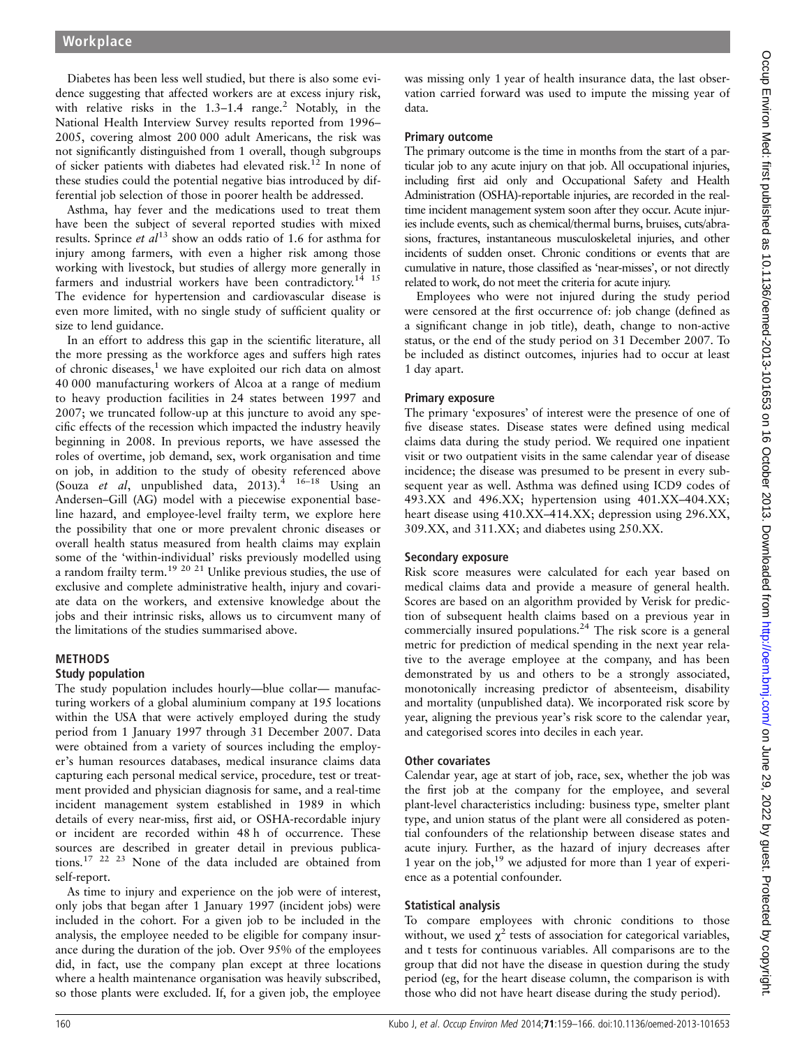Diabetes has been less well studied, but there is also some evidence suggesting that affected workers are at excess injury risk, with relative risks in the 1.3–1.4 range.[2] Notably, in the National Health Interview Survey results reported from 1996–2005, covering almost 200 000 adult Americans, the risk was not significantly distinguished from 1 overall, though subgroups of sicker patients with diabetes had elevated risk.[12] In none of these studies could the potential negative bias introduced by differential job selection of those in poorer health be addressed.

Asthma, hay fever and the medications used to treat them have been the subject of several reported studies with mixed results. Sprince *et al*[13] show an odds ratio of 1.6 for asthma for injury among farmers, with even a higher risk among those working with livestock, but studies of allergy more generally in farmers and industrial workers have been contradictory.[14 15] The evidence for hypertension and cardiovascular disease is even more limited, with no single study of sufficient quality or size to lend guidance.

In an effort to address this gap in the scientific literature, all the more pressing as the workforce ages and suffers high rates of chronic diseases,[1] we have exploited our rich data on almost 40 000 manufacturing workers of Alcoa at a range of medium to heavy production facilities in 24 states between 1997 and 2007; we truncated follow-up at this juncture to avoid any specific effects of the recession which impacted the industry heavily beginning in 2008. In previous reports, we have assessed the roles of overtime, job demand, sex, work organisation and time on job, in addition to the study of obesity referenced above (Souza *et al*, unpublished data, 2013).[4 16–18] Using an Andersen–Gill (AG) model with a piecewise exponential baseline hazard, and employee-level frailty term, we explore here the possibility that one or more prevalent chronic diseases or overall health status measured from health claims may explain some of the 'within-individual' risks previously modelled using a random frailty term.[19 20 21] Unlike previous studies, the use of exclusive and complete administrative health, injury and covariate data on the workers, and extensive knowledge about the jobs and their intrinsic risks, allows us to circumvent many of the limitations of the studies summarised above.

## METHODS

### Study population

The study population includes hourly—blue collar— manufacturing workers of a global aluminium company at 195 locations within the USA that were actively employed during the study period from 1 January 1997 through 31 December 2007. Data were obtained from a variety of sources including the employer's human resources databases, medical insurance claims data capturing each personal medical service, procedure, test or treatment provided and physician diagnosis for same, and a real-time incident management system established in 1989 in which details of every near-miss, first aid, or OSHA-recordable injury or incident are recorded within 48 h of occurrence. These sources are described in greater detail in previous publications.[17 22 23] None of the data included are obtained from self-report.

As time to injury and experience on the job were of interest, only jobs that began after 1 January 1997 (incident jobs) were included in the cohort. For a given job to be included in the analysis, the employee needed to be eligible for company insurance during the duration of the job. Over 95% of the employees did, in fact, use the company plan except at three locations where a health maintenance organisation was heavily subscribed, so those plants were excluded. If, for a given job, the employee was missing only 1 year of health insurance data, the last observation carried forward was used to impute the missing year of data.

### Primary outcome

The primary outcome is the time in months from the start of a particular job to any acute injury on that job. All occupational injuries, including first aid only and Occupational Safety and Health Administration (OSHA)-reportable injuries, are recorded in the real-time incident management system soon after they occur. Acute injuries include events, such as chemical/thermal burns, bruises, cuts/abrasions, fractures, instantaneous musculoskeletal injuries, and other incidents of sudden onset. Chronic conditions or events that are cumulative in nature, those classified as 'near-misses', or not directly related to work, do not meet the criteria for acute injury.

Employees who were not injured during the study period were censored at the first occurrence of: job change (defined as a significant change in job title), death, change to non-active status, or the end of the study period on 31 December 2007. To be included as distinct outcomes, injuries had to occur at least 1 day apart.

### Primary exposure

The primary 'exposures' of interest were the presence of one of five disease states. Disease states were defined using medical claims data during the study period. We required one inpatient visit or two outpatient visits in the same calendar year of disease incidence; the disease was presumed to be present in every subsequent year as well. Asthma was defined using ICD9 codes of 493.XX and 496.XX; hypertension using 401.XX–404.XX; heart disease using 410.XX–414.XX; depression using 296.XX, 309.XX, and 311.XX; and diabetes using 250.XX.

### Secondary exposure

Risk score measures were calculated for each year based on medical claims data and provide a measure of general health. Scores are based on an algorithm provided by Verisk for prediction of subsequent health claims based on a previous year in commercially insured populations.[24] The risk score is a general metric for prediction of medical spending in the next year relative to the average employee at the company, and has been demonstrated by us and others to be a strongly associated, monotonically increasing predictor of absenteeism, disability and mortality (unpublished data). We incorporated risk score by year, aligning the previous year's risk score to the calendar year, and categorised scores into deciles in each year.

### Other covariates

Calendar year, age at start of job, race, sex, whether the job was the first job at the company for the employee, and several plant-level characteristics including: business type, smelter plant type, and union status of the plant were all considered as potential confounders of the relationship between disease states and acute injury. Further, as the hazard of injury decreases after 1 year on the job,[19] we adjusted for more than 1 year of experience as a potential confounder.

### Statistical analysis

To compare employees with chronic conditions to those without, we used $\chi^2$ tests of association for categorical variables, and t tests for continuous variables. All comparisons are to the group that did not have the disease in question during the study period (eg, for the heart disease column, the comparison is with those who did not have heart disease during the study period).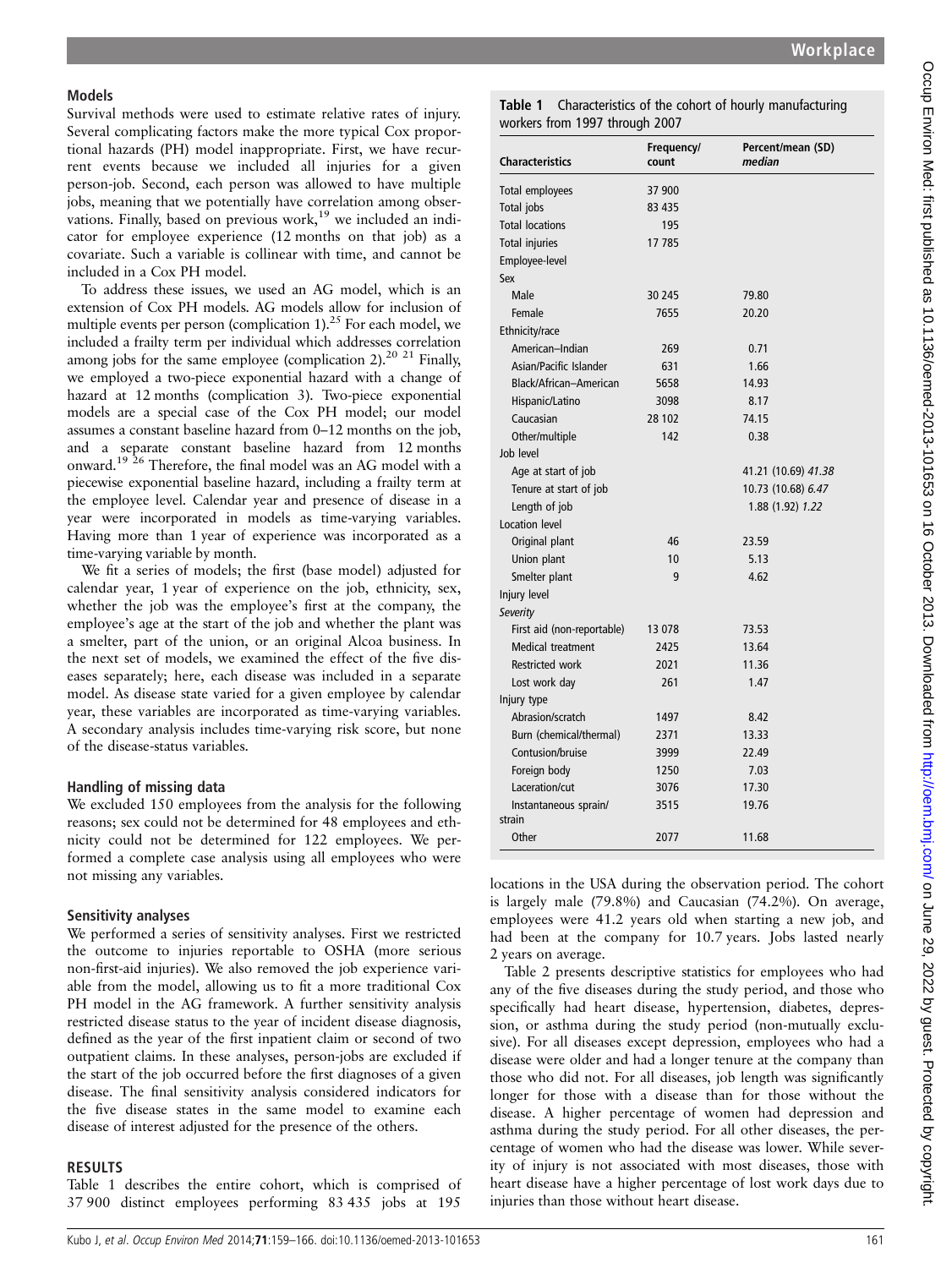## Models

Survival methods were used to estimate relative rates of injury. Several complicating factors make the more typical Cox proportional hazards (PH) model inappropriate. First, we have recurrent events because we included all injuries for a given person-job. Second, each person was allowed to have multiple jobs, meaning that we potentially have correlation among observations. Finally, based on previous work,[19] we included an indicator for employee experience (12 months on that job) as a covariate. Such a variable is collinear with time, and cannot be included in a Cox PH model.

To address these issues, we used an AG model, which is an extension of Cox PH models. AG models allow for inclusion of multiple events per person (complication 1).[25] For each model, we included a frailty term per individual which addresses correlation among jobs for the same employee (complication 2).[20 21] Finally, we employed a two-piece exponential hazard with a change of hazard at 12 months (complication 3). Two-piece exponential models are a special case of the Cox PH model; our model assumes a constant baseline hazard from 0–12 months on the job, and a separate constant baseline hazard from 12 months onward.[19 26] Therefore, the final model was an AG model with a piecewise exponential baseline hazard, including a frailty term at the employee level. Calendar year and presence of disease in a year were incorporated in models as time-varying variables. Having more than 1 year of experience was incorporated as a time-varying variable by month.

We fit a series of models; the first (base model) adjusted for calendar year, 1 year of experience on the job, ethnicity, sex, whether the job was the employee's first at the company, the employee's age at the start of the job and whether the plant was a smelter, part of the union, or an original Alcoa business. In the next set of models, we examined the effect of the five diseases separately; here, each disease was included in a separate model. As disease state varied for a given employee by calendar year, these variables are incorporated as time-varying variables. A secondary analysis includes time-varying risk score, but none of the disease-status variables.

## Handling of missing data

We excluded 150 employees from the analysis for the following reasons; sex could not be determined for 48 employees and ethnicity could not be determined for 122 employees. We performed a complete case analysis using all employees who were not missing any variables.

## Sensitivity analyses

We performed a series of sensitivity analyses. First we restricted the outcome to injuries reportable to OSHA (more serious non-first-aid injuries). We also removed the job experience variable from the model, allowing us to fit a more traditional Cox PH model in the AG framework. A further sensitivity analysis restricted disease status to the year of incident disease diagnosis, defined as the year of the first inpatient claim or second of two outpatient claims. In these analyses, person-jobs are excluded if the start of the job occurred before the first diagnoses of a given disease. The final sensitivity analysis considered indicators for the five disease states in the same model to examine each disease of interest adjusted for the presence of the others.

## RESULTS

Table 1 describes the entire cohort, which is comprised of 37 900 distinct employees performing 83 435 jobs at 195 locations in the USA during the observation period. The cohort is largely male (79.8%) and Caucasian (74.2%). On average, employees were 41.2 years old when starting a new job, and had been at the company for 10.7 years. Jobs lasted nearly 2 years on average.

**Table 1** Characteristics of the cohort of hourly manufacturing workers from 1997 through 2007

| Characteristics | Frequency/count | Percent/mean (SD) *median* |
|---|---|---|
| Total employees | 37 900 | |
| Total jobs | 83 435 | |
| Total locations | 195 | |
| Total injuries | 17 785 | |
| Employee-level | | |
| Sex | | |
| Male | 30 245 | 79.80 |
| Female | 7655 | 20.20 |
| Ethnicity/race | | |
| American–Indian | 269 | 0.71 |
| Asian/Pacific Islander | 631 | 1.66 |
| Black/African–American | 5658 | 14.93 |
| Hispanic/Latino | 3098 | 8.17 |
| Caucasian | 28 102 | 74.15 |
| Other/multiple | 142 | 0.38 |
| Job level | | |
| Age at start of job | | 41.21 (10.69) *41.38* |
| Tenure at start of job | | 10.73 (10.68) *6.47* |
| Length of job | | 1.88 (1.92) *1.22* |
| Location level | | |
| Original plant | 46 | 23.59 |
| Union plant | 10 | 5.13 |
| Smelter plant | 9 | 4.62 |
| Injury level | | |
| *Severity* | | |
| First aid (non-reportable) | 13 078 | 73.53 |
| Medical treatment | 2425 | 13.64 |
| Restricted work | 2021 | 11.36 |
| Lost work day | 261 | 1.47 |
| Injury type | | |
| Abrasion/scratch | 1497 | 8.42 |
| Burn (chemical/thermal) | 2371 | 13.33 |
| Contusion/bruise | 3999 | 22.49 |
| Foreign body | 1250 | 7.03 |
| Laceration/cut | 3076 | 17.30 |
| Instantaneous sprain/strain | 3515 | 19.76 |
| Other | 2077 | 11.68 |

Table 2 presents descriptive statistics for employees who had any of the five diseases during the study period, and those who specifically had heart disease, hypertension, diabetes, depression, or asthma during the study period (non-mutually exclusive). For all diseases except depression, employees who had a disease were older and had a longer tenure at the company than those who did not. For all diseases, job length was significantly longer for those with a disease than for those without the disease. A higher percentage of women had depression and asthma during the study period. For all other diseases, the percentage of women who had the disease was lower. While severity of injury is not associated with most diseases, those with heart disease have a higher percentage of lost work days due to injuries than those without heart disease.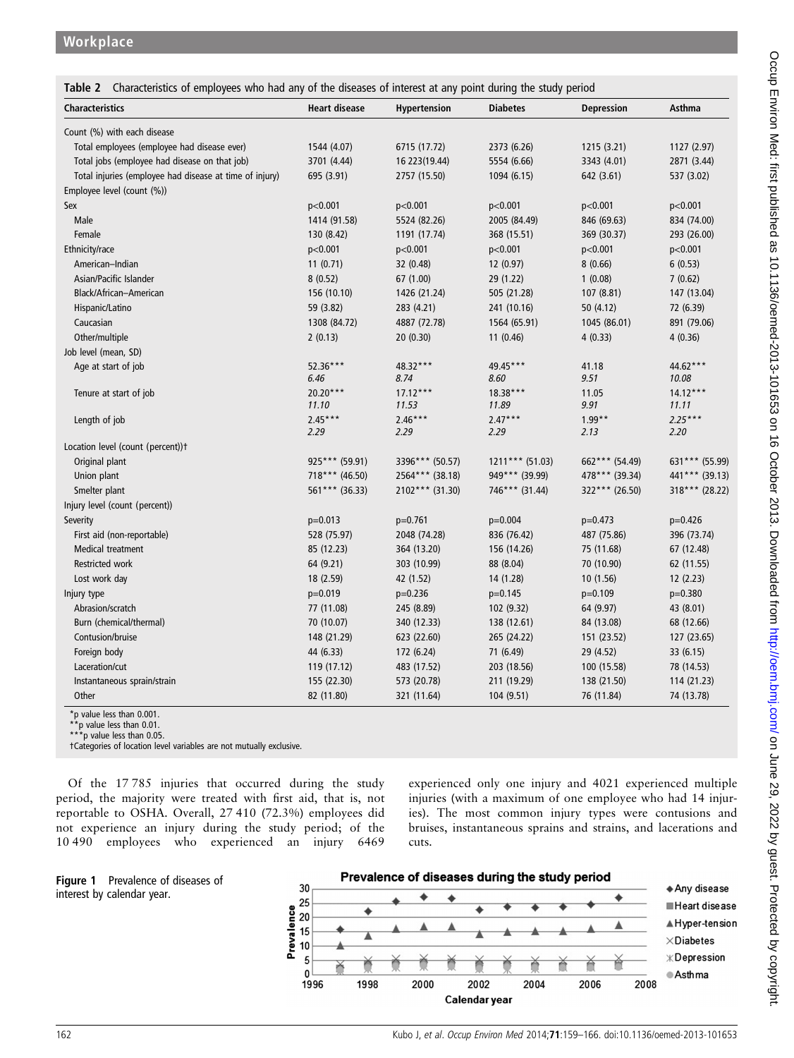**Table 2** Characteristics of employees who had any of the diseases of interest at any point during the study period

| Characteristics | Heart disease | Hypertension | Diabetes | Depression | Asthma |
|---|---|---|---|---|---|
| Count (%) with each disease | | | | | |
| Total employees (employee had disease ever) | 1544 (4.07) | 6715 (17.72) | 2373 (6.26) | 1215 (3.21) | 1127 (2.97) |
| Total jobs (employee had disease on that job) | 3701 (4.44) | 16 223(19.44) | 5554 (6.66) | 3343 (4.01) | 2871 (3.44) |
| Total injuries (employee had disease at time of injury) | 695 (3.91) | 2757 (15.50) | 1094 (6.15) | 642 (3.61) | 537 (3.02) |
| Employee level (count (%)) | | | | | |
| Sex | p<0.001 | p<0.001 | p<0.001 | p<0.001 | p<0.001 |
| Male | 1414 (91.58) | 5524 (82.26) | 2005 (84.49) | 846 (69.63) | 834 (74.00) |
| Female | 130 (8.42) | 1191 (17.74) | 368 (15.51) | 369 (30.37) | 293 (26.00) |
| Ethnicity/race | p<0.001 | p<0.001 | p<0.001 | p<0.001 | p<0.001 |
| American–Indian | 11 (0.71) | 32 (0.48) | 12 (0.97) | 8 (0.66) | 6 (0.53) |
| Asian/Pacific Islander | 8 (0.52) | 67 (1.00) | 29 (1.22) | 1 (0.08) | 7 (0.62) |
| Black/African–American | 156 (10.10) | 1426 (21.24) | 505 (21.28) | 107 (8.81) | 147 (13.04) |
| Hispanic/Latino | 59 (3.82) | 283 (4.21) | 241 (10.16) | 50 (4.12) | 72 (6.39) |
| Caucasian | 1308 (84.72) | 4887 (72.78) | 1564 (65.91) | 1045 (86.01) | 891 (79.06) |
| Other/multiple | 2 (0.13) | 20 (0.30) | 11 (0.46) | 4 (0.33) | 4 (0.36) |
| Job level (mean, SD) | | | | | |
| Age at start of job | 52.36*** *6.46* | 48.32*** *8.74* | 49.45*** *8.60* | 41.18 *9.51* | 44.62*** *10.08* |
| Tenure at start of job | 20.20*** *11.10* | 17.12*** *11.53* | 18.38*** *11.89* | 11.05 *9.91* | 14.12*** *11.11* |
| Length of job | 2.45*** *2.29* | 2.46*** *2.29* | 2.47*** *2.29* | 1.99** *2.13* | *2.25**** *2.20* |
| Location level (count (percent))† | | | | | |
| Original plant | 925*** (59.91) | 3396*** (50.57) | 1211*** (51.03) | 662*** (54.49) | 631*** (55.99) |
| Union plant | 718*** (46.50) | 2564*** (38.18) | 949*** (39.99) | 478*** (39.34) | 441*** (39.13) |
| Smelter plant | 561*** (36.33) | 2102*** (31.30) | 746*** (31.44) | 322*** (26.50) | 318*** (28.22) |
| Injury level (count (percent)) | | | | | |
| Severity | p=0.013 | p=0.761 | p=0.004 | p=0.473 | p=0.426 |
| First aid (non-reportable) | 528 (75.97) | 2048 (74.28) | 836 (76.42) | 487 (75.86) | 396 (73.74) |
| Medical treatment | 85 (12.23) | 364 (13.20) | 156 (14.26) | 75 (11.68) | 67 (12.48) |
| Restricted work | 64 (9.21) | 303 (10.99) | 88 (8.04) | 70 (10.90) | 62 (11.55) |
| Lost work day | 18 (2.59) | 42 (1.52) | 14 (1.28) | 10 (1.56) | 12 (2.23) |
| Injury type | p=0.019 | p=0.236 | p=0.145 | p=0.109 | p=0.380 |
| Abrasion/scratch | 77 (11.08) | 245 (8.89) | 102 (9.32) | 64 (9.97) | 43 (8.01) |
| Burn (chemical/thermal) | 70 (10.07) | 340 (12.33) | 138 (12.61) | 84 (13.08) | 68 (12.66) |
| Contusion/bruise | 148 (21.29) | 623 (22.60) | 265 (24.22) | 151 (23.52) | 127 (23.65) |
| Foreign body | 44 (6.33) | 172 (6.24) | 71 (6.49) | 29 (4.52) | 33 (6.15) |
| Laceration/cut | 119 (17.12) | 483 (17.52) | 203 (18.56) | 100 (15.58) | 78 (14.53) |
| Instantaneous sprain/strain | 155 (22.30) | 573 (20.78) | 211 (19.29) | 138 (21.50) | 114 (21.23) |
| Other | 82 (11.80) | 321 (11.64) | 104 (9.51) | 76 (11.84) | 74 (13.78) |

*p value less than 0.001.
**p value less than 0.01.
***p value less than 0.05.
†Categories of location level variables are not mutually exclusive.

Of the 17 785 injuries that occurred during the study period, the majority were treated with first aid, that is, not reportable to OSHA. Overall, 27 410 (72.3%) employees did not experience an injury during the study period; of the 10 490 employees who experienced an injury 6469 experienced only one injury and 4021 experienced multiple injuries (with a maximum of one employee who had 14 injuries). The most common injury types were contusions and bruises, instantaneous sprains and strains, and lacerations and cuts.

**Figure 1** Prevalence of diseases of interest by calendar year.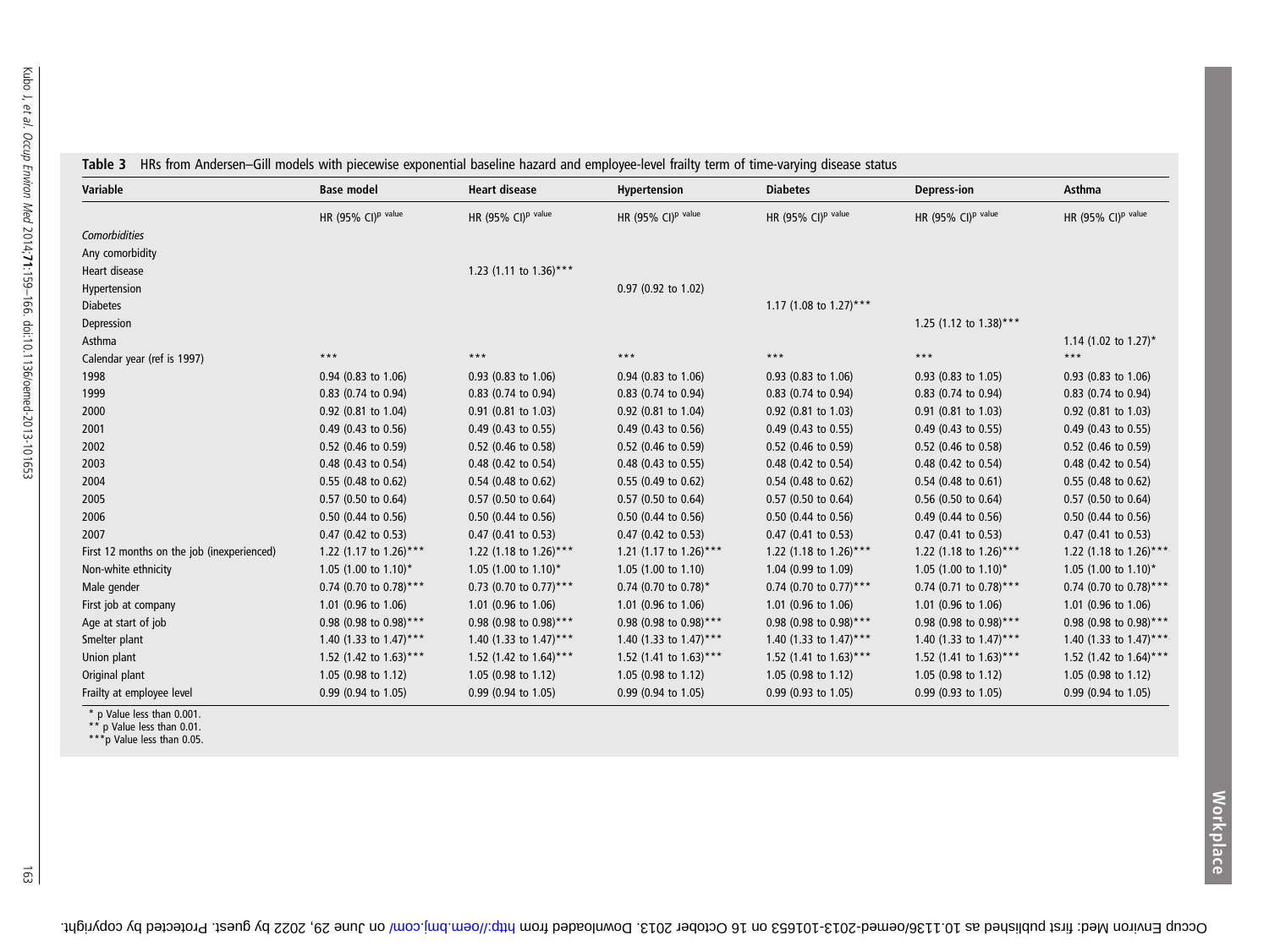**Table 3** HRs from Andersen–Gill models with piecewise exponential baseline hazard and employee-level frailty term of time-varying disease status

| Variable | Base model | Heart disease | Hypertension | Diabetes | Depress-ion | Asthma |
|---|---|---|---|---|---|---|
| | HR (95% CI)[p value] | HR (95% CI)[p value] | HR (95% CI)[p value] | HR (95% CI)[p value] | HR (95% CI)[p value] | HR (95% CI)[p value] |
| *Comorbidities* | | | | | | |
| Any comorbidity | | | | | | |
| Heart disease | | 1.23 (1.11 to 1.36)*** | | | | |
| Hypertension | | | 0.97 (0.92 to 1.02) | | | |
| Diabetes | | | | 1.17 (1.08 to 1.27)*** | | |
| Depression | | | | | 1.25 (1.12 to 1.38)*** | |
| Asthma | | | | | | 1.14 (1.02 to 1.27)* |
| Calendar year (ref is 1997) | *** | *** | *** | *** | *** | *** |
| 1998 | 0.94 (0.83 to 1.06) | 0.93 (0.83 to 1.06) | 0.94 (0.83 to 1.06) | 0.93 (0.83 to 1.06) | 0.93 (0.83 to 1.05) | 0.93 (0.83 to 1.06) |
| 1999 | 0.83 (0.74 to 0.94) | 0.83 (0.74 to 0.94) | 0.83 (0.74 to 0.94) | 0.83 (0.74 to 0.94) | 0.83 (0.74 to 0.94) | 0.83 (0.74 to 0.94) |
| 2000 | 0.92 (0.81 to 1.04) | 0.91 (0.81 to 1.03) | 0.92 (0.81 to 1.04) | 0.92 (0.81 to 1.03) | 0.91 (0.81 to 1.03) | 0.92 (0.81 to 1.03) |
| 2001 | 0.49 (0.43 to 0.56) | 0.49 (0.43 to 0.55) | 0.49 (0.43 to 0.56) | 0.49 (0.43 to 0.55) | 0.49 (0.43 to 0.55) | 0.49 (0.43 to 0.55) |
| 2002 | 0.52 (0.46 to 0.59) | 0.52 (0.46 to 0.58) | 0.52 (0.46 to 0.59) | 0.52 (0.46 to 0.59) | 0.52 (0.46 to 0.58) | 0.52 (0.46 to 0.59) |
| 2003 | 0.48 (0.43 to 0.54) | 0.48 (0.42 to 0.54) | 0.48 (0.43 to 0.55) | 0.48 (0.42 to 0.54) | 0.48 (0.42 to 0.54) | 0.48 (0.42 to 0.54) |
| 2004 | 0.55 (0.48 to 0.62) | 0.54 (0.48 to 0.62) | 0.55 (0.49 to 0.62) | 0.54 (0.48 to 0.62) | 0.54 (0.48 to 0.61) | 0.55 (0.48 to 0.62) |
| 2005 | 0.57 (0.50 to 0.64) | 0.57 (0.50 to 0.64) | 0.57 (0.50 to 0.64) | 0.57 (0.50 to 0.64) | 0.56 (0.50 to 0.64) | 0.57 (0.50 to 0.64) |
| 2006 | 0.50 (0.44 to 0.56) | 0.50 (0.44 to 0.56) | 0.50 (0.44 to 0.56) | 0.50 (0.44 to 0.56) | 0.49 (0.44 to 0.56) | 0.50 (0.44 to 0.56) |
| 2007 | 0.47 (0.42 to 0.53) | 0.47 (0.41 to 0.53) | 0.47 (0.42 to 0.53) | 0.47 (0.41 to 0.53) | 0.47 (0.41 to 0.53) | 0.47 (0.41 to 0.53) |
| First 12 months on the job (inexperienced) | 1.22 (1.17 to 1.26)*** | 1.22 (1.18 to 1.26)*** | 1.21 (1.17 to 1.26)*** | 1.22 (1.18 to 1.26)*** | 1.22 (1.18 to 1.26)*** | 1.22 (1.18 to 1.26)*** |
| Non-white ethnicity | 1.05 (1.00 to 1.10)* | 1.05 (1.00 to 1.10)* | 1.05 (1.00 to 1.10) | 1.04 (0.99 to 1.09) | 1.05 (1.00 to 1.10)* | 1.05 (1.00 to 1.10)* |
| Male gender | 0.74 (0.70 to 0.78)*** | 0.73 (0.70 to 0.77)*** | 0.74 (0.70 to 0.78)* | 0.74 (0.70 to 0.77)*** | 0.74 (0.71 to 0.78)*** | 0.74 (0.70 to 0.78)*** |
| First job at company | 1.01 (0.96 to 1.06) | 1.01 (0.96 to 1.06) | 1.01 (0.96 to 1.06) | 1.01 (0.96 to 1.06) | 1.01 (0.96 to 1.06) | 1.01 (0.96 to 1.06) |
| Age at start of job | 0.98 (0.98 to 0.98)*** | 0.98 (0.98 to 0.98)*** | 0.98 (0.98 to 0.98)*** | 0.98 (0.98 to 0.98)*** | 0.98 (0.98 to 0.98)*** | 0.98 (0.98 to 0.98)*** |
| Smelter plant | 1.40 (1.33 to 1.47)*** | 1.40 (1.33 to 1.47)*** | 1.40 (1.33 to 1.47)*** | 1.40 (1.33 to 1.47)*** | 1.40 (1.33 to 1.47)*** | 1.40 (1.33 to 1.47)*** |
| Union plant | 1.52 (1.42 to 1.63)*** | 1.52 (1.42 to 1.64)*** | 1.52 (1.41 to 1.63)*** | 1.52 (1.41 to 1.63)*** | 1.52 (1.41 to 1.63)*** | 1.52 (1.42 to 1.64)*** |
| Original plant | 1.05 (0.98 to 1.12) | 1.05 (0.98 to 1.12) | 1.05 (0.98 to 1.12) | 1.05 (0.98 to 1.12) | 1.05 (0.98 to 1.12) | 1.05 (0.98 to 1.12) |
| Frailty at employee level | 0.99 (0.94 to 1.05) | 0.99 (0.94 to 1.05) | 0.99 (0.94 to 1.05) | 0.99 (0.93 to 1.05) | 0.99 (0.93 to 1.05) | 0.99 (0.94 to 1.05) |

\* p Value less than 0.001.
\** p Value less than 0.01.
\***p Value less than 0.05.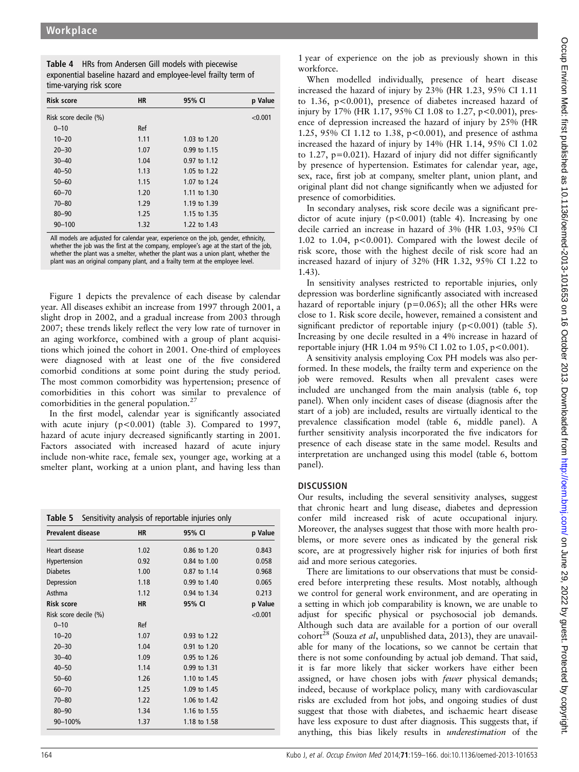**Table 4** HRs from Andersen Gill models with piecewise exponential baseline hazard and employee-level frailty term of time-varying risk score

| Risk score | HR | 95% CI | p Value |
|---|---|---|---|
| Risk score decile (%) | | | <0.001 |
| 0–10 | Ref | | |
| 10–20 | 1.11 | 1.03 to 1.20 | |
| 20–30 | 1.07 | 0.99 to 1.15 | |
| 30–40 | 1.04 | 0.97 to 1.12 | |
| 40–50 | 1.13 | 1.05 to 1.22 | |
| 50–60 | 1.15 | 1.07 to 1.24 | |
| 60–70 | 1.20 | 1.11 to 1.30 | |
| 70–80 | 1.29 | 1.19 to 1.39 | |
| 80–90 | 1.25 | 1.15 to 1.35 | |
| 90–100 | 1.32 | 1.22 to 1.43 | |

All models are adjusted for calendar year, experience on the job, gender, ethnicity, whether the job was the first at the company, employee's age at the start of the job, whether the plant was a smelter, whether the plant was a union plant, whether the plant was an original company plant, and a frailty term at the employee level.

Figure 1 depicts the prevalence of each disease by calendar year. All diseases exhibit an increase from 1997 through 2001, a slight drop in 2002, and a gradual increase from 2003 through 2007; these trends likely reflect the very low rate of turnover in an aging workforce, combined with a group of plant acquisitions which joined the cohort in 2001. One-third of employees were diagnosed with at least one of the five considered comorbid conditions at some point during the study period. The most common comorbidity was hypertension; presence of comorbidities in this cohort was similar to prevalence of comorbidities in the general population.[27]

In the first model, calendar year is significantly associated with acute injury (p<0.001) (table 3). Compared to 1997, hazard of acute injury decreased significantly starting in 2001. Factors associated with increased hazard of acute injury include non-white race, female sex, younger age, working at a smelter plant, working at a union plant, and having less than 1 year of experience on the job as previously shown in this workforce.

When modelled individually, presence of heart disease increased the hazard of injury by 23% (HR 1.23, 95% CI 1.11 to 1.36, p<0.001), presence of diabetes increased hazard of injury by 17% (HR 1.17, 95% CI 1.08 to 1.27, p<0.001), presence of depression increased the hazard of injury by 25% (HR 1.25, 95% CI 1.12 to 1.38, p<0.001), and presence of asthma increased the hazard of injury by 14% (HR 1.14, 95% CI 1.02 to 1.27, p=0.021). Hazard of injury did not differ significantly by presence of hypertension. Estimates for calendar year, age, sex, race, first job at company, smelter plant, union plant, and original plant did not change significantly when we adjusted for presence of comorbidities.

In secondary analyses, risk score decile was a significant predictor of acute injury (p<0.001) (table 4). Increasing by one decile carried an increase in hazard of 3% (HR 1.03, 95% CI 1.02 to 1.04, p<0.001). Compared with the lowest decile of risk score, those with the highest decile of risk score had an increased hazard of injury of 32% (HR 1.32, 95% CI 1.22 to 1.43).

In sensitivity analyses restricted to reportable injuries, only depression was borderline significantly associated with increased hazard of reportable injury (p=0.065); all the other HRs were close to 1. Risk score decile, however, remained a consistent and significant predictor of reportable injury (p<0.001) (table 5). Increasing by one decile resulted in a 4% increase in hazard of reportable injury (HR 1.04 m 95% CI 1.02 to 1.05, p<0.001).

A sensitivity analysis employing Cox PH models was also performed. In these models, the frailty term and experience on the job were removed. Results when all prevalent cases were included are unchanged from the main analysis (table 6, top panel). When only incident cases of disease (diagnosis after the start of a job) are included, results are virtually identical to the prevalence classification model (table 6, middle panel). A further sensitivity analysis incorporated the five indicators for presence of each disease state in the same model. Results and interpretation are unchanged using this model (table 6, bottom panel).

**Table 5** Sensitivity analysis of reportable injuries only

| Prevalent disease | HR | 95% CI | p Value |
|---|---|---|---|
| Heart disease | 1.02 | 0.86 to 1.20 | 0.843 |
| Hypertension | 0.92 | 0.84 to 1.00 | 0.058 |
| Diabetes | 1.00 | 0.87 to 1.14 | 0.968 |
| Depression | 1.18 | 0.99 to 1.40 | 0.065 |
| Asthma | 1.12 | 0.94 to 1.34 | 0.213 |
| **Risk score** | **HR** | **95% CI** | **p Value** |
| Risk score decile (%) | | | <0.001 |
| 0–10 | Ref | | |
| 10–20 | 1.07 | 0.93 to 1.22 | |
| 20–30 | 1.04 | 0.91 to 1.20 | |
| 30–40 | 1.09 | 0.95 to 1.26 | |
| 40–50 | 1.14 | 0.99 to 1.31 | |
| 50–60 | 1.26 | 1.10 to 1.45 | |
| 60–70 | 1.25 | 1.09 to 1.45 | |
| 70–80 | 1.22 | 1.06 to 1.42 | |
| 80–90 | 1.34 | 1.16 to 1.55 | |
| 90–100% | 1.37 | 1.18 to 1.58 | |

## DISCUSSION

Our results, including the several sensitivity analyses, suggest that chronic heart and lung disease, diabetes and depression confer mild increased risk of acute occupational injury. Moreover, the analyses suggest that those with more health problems, or more severe ones as indicated by the general risk score, are at progressively higher risk for injuries of both first aid and more serious categories.

There are limitations to our observations that must be considered before interpreting these results. Most notably, although we control for general work environment, and are operating in a setting in which job comparability is known, we are unable to adjust for specific physical or psychosocial job demands. Although such data are available for a portion of our overall cohort[28] (Souza *et al*, unpublished data, 2013), they are unavailable for many of the locations, so we cannot be certain that there is not some confounding by actual job demand. That said, it is far more likely that sicker workers have either been assigned, or have chosen jobs with *fewer* physical demands; indeed, because of workplace policy, many with cardiovascular risks are excluded from hot jobs, and ongoing studies of dust suggest that those with diabetes, and ischaemic heart disease have less exposure to dust after diagnosis. This suggests that, if anything, this bias likely results in *underestimation* of the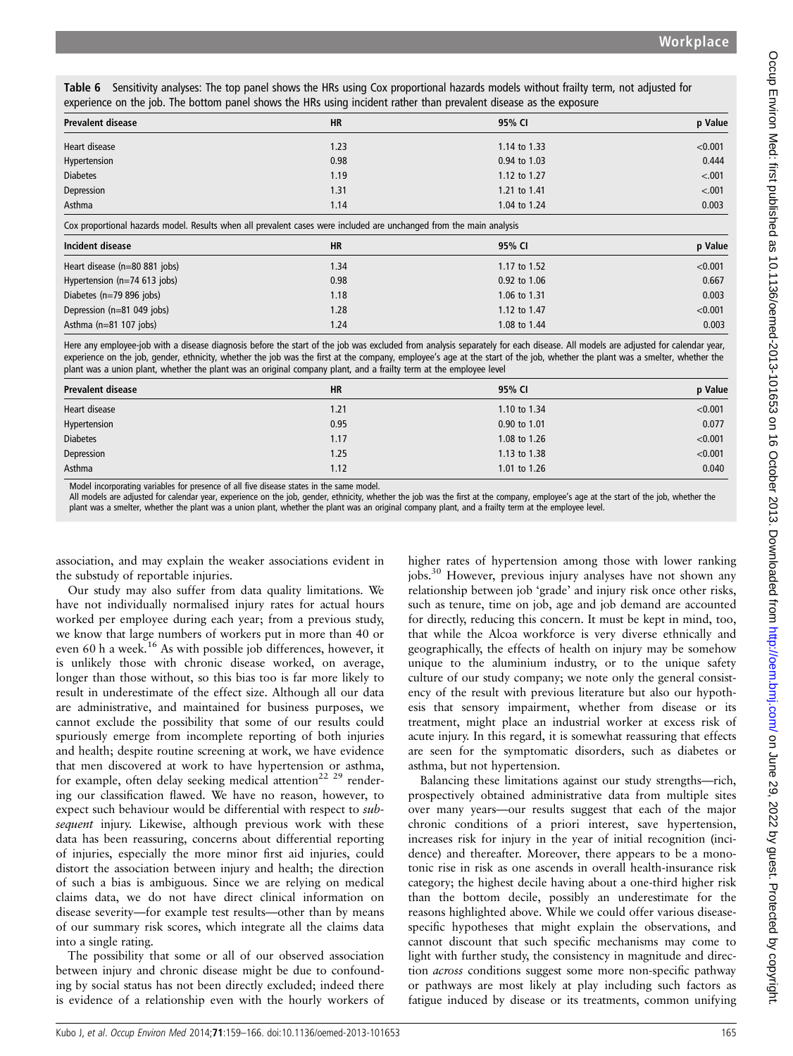**Table 6** Sensitivity analyses: The top panel shows the HRs using Cox proportional hazards models without frailty term, not adjusted for experience on the job. The bottom panel shows the HRs using incident rather than prevalent disease as the exposure

| Prevalent disease | HR | 95% CI | p Value |
|---|---|---|---|
| Heart disease | 1.23 | 1.14 to 1.33 | <0.001 |
| Hypertension | 0.98 | 0.94 to 1.03 | 0.444 |
| Diabetes | 1.19 | 1.12 to 1.27 | <.001 |
| Depression | 1.31 | 1.21 to 1.41 | <.001 |
| Asthma | 1.14 | 1.04 to 1.24 | 0.003 |

Cox proportional hazards model. Results when all prevalent cases were included are unchanged from the main analysis

| Incident disease | HR | 95% CI | p Value |
|---|---|---|---|
| Heart disease (n=80 881 jobs) | 1.34 | 1.17 to 1.52 | <0.001 |
| Hypertension (n=74 613 jobs) | 0.98 | 0.92 to 1.06 | 0.667 |
| Diabetes (n=79 896 jobs) | 1.18 | 1.06 to 1.31 | 0.003 |
| Depression (n=81 049 jobs) | 1.28 | 1.12 to 1.47 | <0.001 |
| Asthma (n=81 107 jobs) | 1.24 | 1.08 to 1.44 | 0.003 |

Here any employee-job with a disease diagnosis before the start of the job was excluded from analysis separately for each disease. All models are adjusted for calendar year, experience on the job, gender, ethnicity, whether the job was the first at the company, employee's age at the start of the job, whether the plant was a smelter, whether the plant was a union plant, whether the plant was an original company plant, and a frailty term at the employee level

| Prevalent disease | HR | 95% CI | p Value |
|---|---|---|---|
| Heart disease | 1.21 | 1.10 to 1.34 | <0.001 |
| Hypertension | 0.95 | 0.90 to 1.01 | 0.077 |
| Diabetes | 1.17 | 1.08 to 1.26 | <0.001 |
| Depression | 1.25 | 1.13 to 1.38 | <0.001 |
| Asthma | 1.12 | 1.01 to 1.26 | 0.040 |

Model incorporating variables for presence of all five disease states in the same model.
All models are adjusted for calendar year, experience on the job, gender, ethnicity, whether the job was the first at the company, employee's age at the start of the job, whether the plant was a smelter, whether the plant was a union plant, whether the plant was an original company plant, and a frailty term at the employee level.

association, and may explain the weaker associations evident in the substudy of reportable injuries.

Our study may also suffer from data quality limitations. We have not individually normalised injury rates for actual hours worked per employee during each year; from a previous study, we know that large numbers of workers put in more than 40 or even 60 h a week.[16] As with possible job differences, however, it is unlikely those with chronic disease worked, on average, longer than those without, so this bias too is far more likely to result in underestimate of the effect size. Although all our data are administrative, and maintained for business purposes, we cannot exclude the possibility that some of our results could spuriously emerge from incomplete reporting of both injuries and health; despite routine screening at work, we have evidence that men discovered at work to have hypertension or asthma, for example, often delay seeking medical attention[22 29] rendering our classification flawed. We have no reason, however, to expect such behaviour would be differential with respect to *subsequent* injury. Likewise, although previous work with these data has been reassuring, concerns about differential reporting of injuries, especially the more minor first aid injuries, could distort the association between injury and health; the direction of such a bias is ambiguous. Since we are relying on medical claims data, we do not have direct clinical information on disease severity—for example test results—other than by means of our summary risk scores, which integrate all the claims data into a single rating.

The possibility that some or all of our observed association between injury and chronic disease might be due to confounding by social status has not been directly excluded; indeed there is evidence of a relationship even with the hourly workers of higher rates of hypertension among those with lower ranking jobs.[30] However, previous injury analyses have not shown any relationship between job 'grade' and injury risk once other risks, such as tenure, time on job, age and job demand are accounted for directly, reducing this concern. It must be kept in mind, too, that while the Alcoa workforce is very diverse ethnically and geographically, the effects of health on injury may be somehow unique to the aluminium industry, or to the unique safety culture of our study company; we note only the general consistency of the result with previous literature but also our hypothesis that sensory impairment, whether from disease or its treatment, might place an industrial worker at excess risk of acute injury. In this regard, it is somewhat reassuring that effects are seen for the symptomatic disorders, such as diabetes or asthma, but not hypertension.

Balancing these limitations against our study strengths—rich, prospectively obtained administrative data from multiple sites over many years—our results suggest that each of the major chronic conditions of a priori interest, save hypertension, increases risk for injury in the year of initial recognition (incidence) and thereafter. Moreover, there appears to be a monotonic rise in risk as one ascends in overall health-insurance risk category; the highest decile having about a one-third higher risk than the bottom decile, possibly an underestimate for the reasons highlighted above. While we could offer various disease-specific hypotheses that might explain the observations, and cannot discount that such specific mechanisms may come to light with further study, the consistency in magnitude and direction *across* conditions suggest some more non-specific pathway or pathways are most likely at play including such factors as fatigue induced by disease or its treatments, common unifying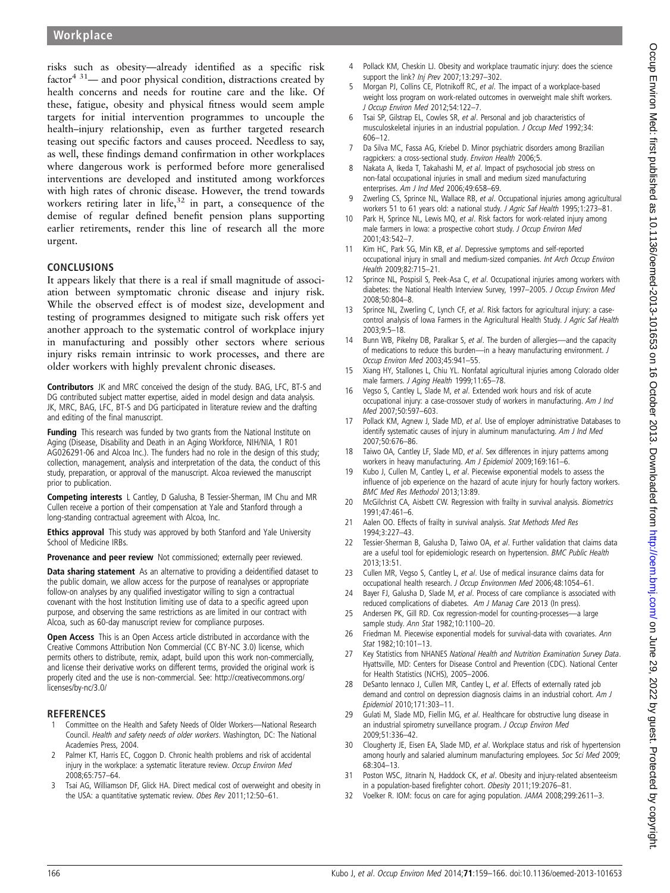risks such as obesity—already identified as a specific risk factor[4 31]— and poor physical condition, distractions created by health concerns and needs for routine care and the like. Of these, fatigue, obesity and physical fitness would seem ample targets for initial intervention programmes to uncouple the health–injury relationship, even as further targeted research teasing out specific factors and causes proceed. Needless to say, as well, these findings demand confirmation in other workplaces where dangerous work is performed before more generalised interventions are developed and instituted among workforces with high rates of chronic disease. However, the trend towards workers retiring later in life,[32] in part, a consequence of the demise of regular defined benefit pension plans supporting earlier retirements, render this line of research all the more urgent.

## CONCLUSIONS

It appears likely that there is a real if small magnitude of association between symptomatic chronic disease and injury risk. While the observed effect is of modest size, development and testing of programmes designed to mitigate such risk offers yet another approach to the systematic control of workplace injury in manufacturing and possibly other sectors where serious injury risks remain intrinsic to work processes, and there are older workers with highly prevalent chronic diseases.

**Contributors** JK and MRC conceived the design of the study. BAG, LFC, BT-S and DG contributed subject matter expertise, aided in model design and data analysis. JK, MRC, BAG, LFC, BT-S and DG participated in literature review and the drafting and editing of the final manuscript.

**Funding** This research was funded by two grants from the National Institute on Aging (Disease, Disability and Death in an Aging Workforce, NIH/NIA, 1 R01 AG026291-06 and Alcoa Inc.). The funders had no role in the design of this study; collection, management, analysis and interpretation of the data, the conduct of this study, preparation, or approval of the manuscript. Alcoa reviewed the manuscript prior to publication.

**Competing interests** L Cantley, D Galusha, B Tessier-Sherman, IM Chu and MR Cullen receive a portion of their compensation at Yale and Stanford through a long-standing contractual agreement with Alcoa, Inc.

**Ethics approval** This study was approved by both Stanford and Yale University School of Medicine IRBs.

**Provenance and peer review** Not commissioned; externally peer reviewed.

**Data sharing statement** As an alternative to providing a deidentified dataset to the public domain, we allow access for the purpose of reanalyses or appropriate follow-on analyses by any qualified investigator willing to sign a contractual covenant with the host Institution limiting use of data to a specific agreed upon purpose, and observing the same restrictions as are limited in our contract with Alcoa, such as 60-day manuscript review for compliance purposes.

**Open Access** This is an Open Access article distributed in accordance with the Creative Commons Attribution Non Commercial (CC BY-NC 3.0) license, which permits others to distribute, remix, adapt, build upon this work non-commercially, and license their derivative works on different terms, provided the original work is properly cited and the use is non-commercial. See: http://creativecommons.org/licenses/by-nc/3.0/

## REFERENCES

1. Committee on the Health and Safety Needs of Older Workers—National Research Council. *Health and safety needs of older workers*. Washington, DC: The National Academies Press, 2004.
2. Palmer KT, Harris EC, Coggon D. Chronic health problems and risk of accidental injury in the workplace: a systematic literature review. *Occup Environ Med* 2008;65:757–64.
3. Tsai AG, Williamson DF, Glick HA. Direct medical cost of overweight and obesity in the USA: a quantitative systematic review. *Obes Rev* 2011;12:50–61.
4. Pollack KM, Cheskin LJ. Obesity and workplace traumatic injury: does the science support the link? *Inj Prev* 2007;13:297–302.
5. Morgan PJ, Collins CE, Plotnikoff RC, *et al*. The impact of a workplace-based weight loss program on work-related outcomes in overweight male shift workers. *J Occup Environ Med* 2012;54:122–7.
6. Tsai SP, Gilstrap EL, Cowles SR, *et al*. Personal and job characteristics of musculoskeletal injuries in an industrial population. *J Occup Med* 1992;34:606–12.
7. Da Silva MC, Fassa AG, Kriebel D. Minor psychiatric disorders among Brazilian ragpickers: a cross-sectional study. *Environ Health* 2006;5.
8. Nakata A, Ikeda T, Takahashi M, *et al*. Impact of psychosocial job stress on non-fatal occupational injuries in small and medium sized manufacturing enterprises. *Am J Ind Med* 2006;49:658–69.
9. Zwerling CS, Sprince NL, Wallace RB, *et al*. Occupational injuries among agricultural workers 51 to 61 years old: a national study. *J Agric Saf Health* 1995;1:273–81.
10. Park H, Sprince NL, Lewis MQ, *et al*. Risk factors for work-related injury among male farmers in Iowa: a prospective cohort study. *J Occup Environ Med* 2001;43:542–7.
11. Kim HC, Park SG, Min KB, *et al*. Depressive symptoms and self-reported occupational injury in small and medium-sized companies. *Int Arch Occup Environ Health* 2009;82:715–21.
12. Sprince NL, Pospisil S, Peek-Asa C, *et al*. Occupational injuries among workers with diabetes: the National Health Interview Survey, 1997–2005. *J Occup Environ Med* 2008;50:804–8.
13. Sprince NL, Zwerling C, Lynch CF, *et al*. Risk factors for agricultural injury: a case-control analysis of Iowa Farmers in the Agricultural Health Study. *J Agric Saf Health* 2003;9:5–18.
14. Bunn WB, Pikelny DB, Paralkar S, *et al*. The burden of allergies—and the capacity of medications to reduce this burden—in a heavy manufacturing environment. *J Occup Environ Med* 2003;45:941–55.
15. Xiang HY, Stallones L, Chiu YL. Nonfatal agricultural injuries among Colorado older male farmers. *J Aging Health* 1999;11:65–78.
16. Vegso S, Cantley L, Slade M, *et al*. Extended work hours and risk of acute occupational injury: a case-crossover study of workers in manufacturing. *Am J Ind Med* 2007;50:597–603.
17. Pollack KM, Agnew J, Slade MD, *et al*. Use of employer administrative Databases to identify systematic causes of injury in aluminum manufacturing. *Am J Ind Med* 2007;50:676–86.
18. Taiwo OA, Cantley LF, Slade MD, *et al*. Sex differences in injury patterns among workers in heavy manufacturing. *Am J Epidemiol* 2009;169:161–6.
19. Kubo J, Cullen M, Cantley L, *et al*. Piecewise exponential models to assess the influence of job experience on the hazard of acute injury for hourly factory workers. *BMC Med Res Methodol* 2013;13:89.
20. McGilchrist CA, Aisbett CW. Regression with frailty in survival analysis. *Biometrics* 1991;47:461–6.
21. Aalen OO. Effects of frailty in survival analysis. *Stat Methods Med Res* 1994;3:227–43.
22. Tessier-Sherman B, Galusha D, Taiwo OA, *et al*. Further validation that claims data are a useful tool for epidemiologic research on hypertension. *BMC Public Health* 2013;13:51.
23. Cullen MR, Vegso S, Cantley L, *et al*. Use of medical insurance claims data for occupational health research. *J Occup Environmen Med* 2006;48:1054–61.
24. Bayer FJ, Galusha D, Slade M, *et al*. Process of care compliance is associated with reduced complications of diabetes. *Am J Manag Care* 2013 (In press).
25. Andersen PK, Gill RD. Cox regression-model for counting-processes—a large sample study. *Ann Stat* 1982;10:1100–20.
26. Friedman M. Piecewise exponential models for survival-data with covariates. *Ann Stat* 1982;10:101–13.
27. Key Statistics from NHANES *National Health and Nutrition Examination Survey Data*. Hyattsville, MD: Centers for Disease Control and Prevention (CDC). National Center for Health Statistics (NCHS), 2005–2006.
28. DeSanto Iennaco J, Cullen MR, Cantley L, *et al*. Effects of externally rated job demand and control on depression diagnosis claims in an industrial cohort. *Am J Epidemiol* 2010;171:303–11.
29. Gulati M, Slade MD, Fiellin MG, *et al*. Healthcare for obstructive lung disease in an industrial spirometry surveillance program. *J Occup Environ Med* 2009;51:336–42.
30. Clougherty JE, Eisen EA, Slade MD, *et al*. Workplace status and risk of hypertension among hourly and salaried aluminum manufacturing employees. *Soc Sci Med* 2009;68:304–13.
31. Poston WSC, Jitnarin N, Haddock CK, *et al*. Obesity and injury-related absenteeism in a population-based firefighter cohort. *Obesity* 2011;19:2076–81.
32. Voelker R. IOM: focus on care for aging population. *JAMA* 2008;299:2611–3.